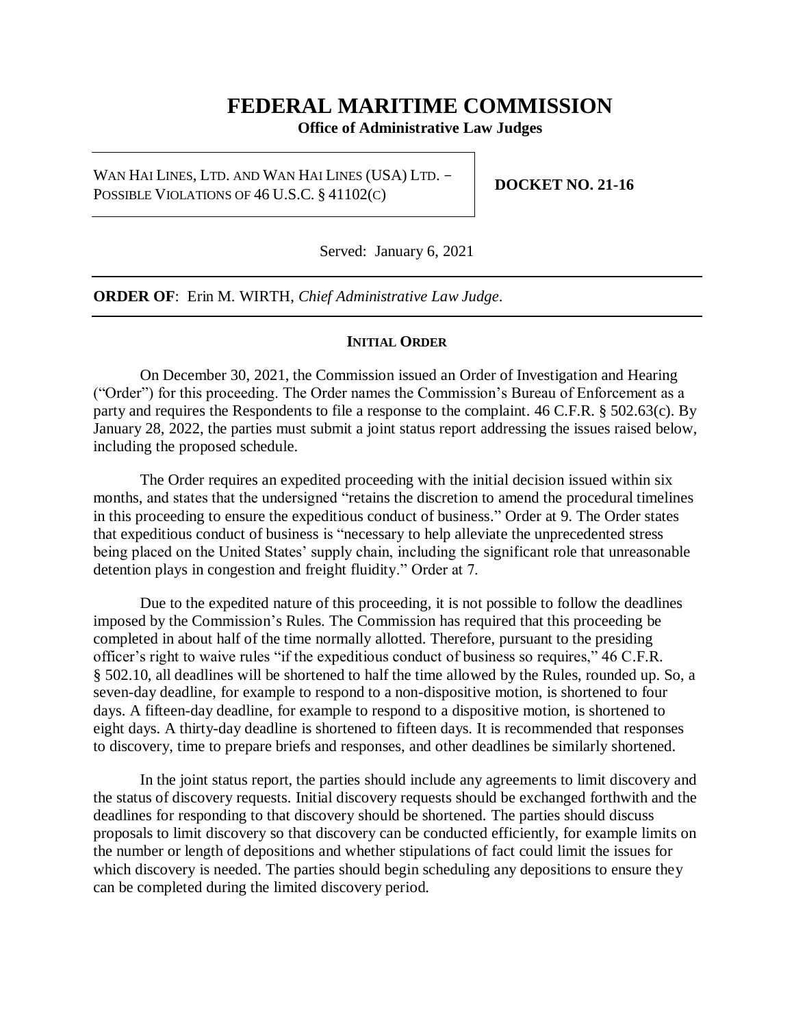# FEDERAL MARITIME COMMISSION

**Office of Administrative Law Judges**

| WAN HAI LINES, LTD. AND WAN HAI LINES (USA) LTD. – POSSIBLE VIOLATIONS OF 46 U.S.C. § 41102(C) | **DOCKET NO. 21-16** |
|---|---|

Served: January 6, 2021

**ORDER OF**: Erin M. WIRTH, *Chief Administrative Law Judge*.

## INITIAL ORDER

On December 30, 2021, the Commission issued an Order of Investigation and Hearing ("Order") for this proceeding. The Order names the Commission's Bureau of Enforcement as a party and requires the Respondents to file a response to the complaint. 46 C.F.R. § 502.63(c). By January 28, 2022, the parties must submit a joint status report addressing the issues raised below, including the proposed schedule.

The Order requires an expedited proceeding with the initial decision issued within six months, and states that the undersigned "retains the discretion to amend the procedural timelines in this proceeding to ensure the expeditious conduct of business." Order at 9. The Order states that expeditious conduct of business is "necessary to help alleviate the unprecedented stress being placed on the United States' supply chain, including the significant role that unreasonable detention plays in congestion and freight fluidity." Order at 7.

Due to the expedited nature of this proceeding, it is not possible to follow the deadlines imposed by the Commission's Rules. The Commission has required that this proceeding be completed in about half of the time normally allotted. Therefore, pursuant to the presiding officer's right to waive rules "if the expeditious conduct of business so requires," 46 C.F.R. § 502.10, all deadlines will be shortened to half the time allowed by the Rules, rounded up. So, a seven-day deadline, for example to respond to a non-dispositive motion, is shortened to four days. A fifteen-day deadline, for example to respond to a dispositive motion, is shortened to eight days. A thirty-day deadline is shortened to fifteen days. It is recommended that responses to discovery, time to prepare briefs and responses, and other deadlines be similarly shortened.

In the joint status report, the parties should include any agreements to limit discovery and the status of discovery requests. Initial discovery requests should be exchanged forthwith and the deadlines for responding to that discovery should be shortened. The parties should discuss proposals to limit discovery so that discovery can be conducted efficiently, for example limits on the number or length of depositions and whether stipulations of fact could limit the issues for which discovery is needed. The parties should begin scheduling any depositions to ensure they can be completed during the limited discovery period.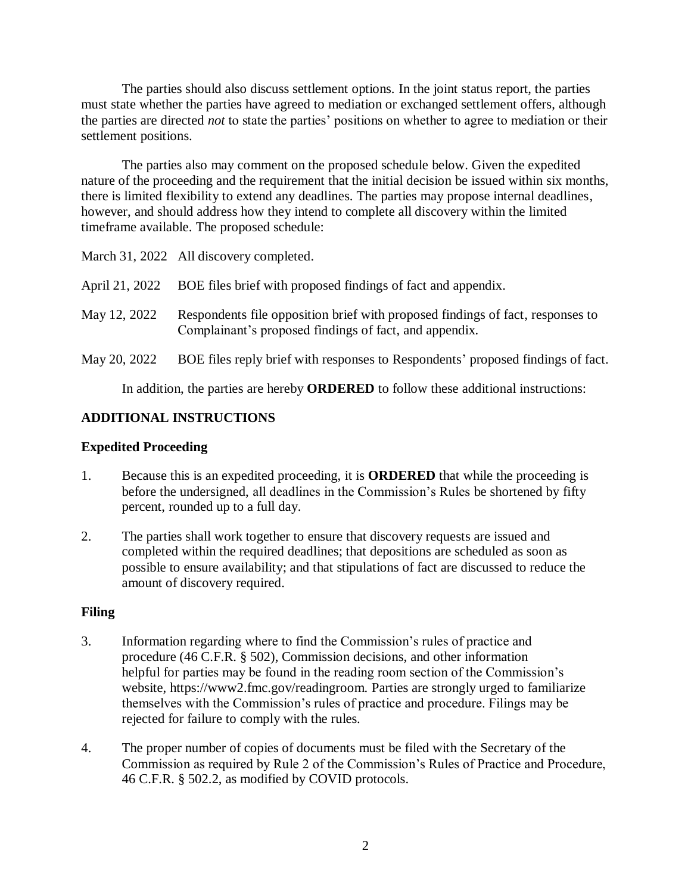The parties should also discuss settlement options. In the joint status report, the parties must state whether the parties have agreed to mediation or exchanged settlement offers, although the parties are directed *not* to state the parties' positions on whether to agree to mediation or their settlement positions.

The parties also may comment on the proposed schedule below. Given the expedited nature of the proceeding and the requirement that the initial decision be issued within six months, there is limited flexibility to extend any deadlines. The parties may propose internal deadlines, however, and should address how they intend to complete all discovery within the limited timeframe available. The proposed schedule:

| | |
|---|---|
| March 31, 2022 | All discovery completed. |
| April 21, 2022 | BOE files brief with proposed findings of fact and appendix. |
| May 12, 2022 | Respondents file opposition brief with proposed findings of fact, responses to Complainant's proposed findings of fact, and appendix. |
| May 20, 2022 | BOE files reply brief with responses to Respondents' proposed findings of fact. |

In addition, the parties are hereby **ORDERED** to follow these additional instructions:

## ADDITIONAL INSTRUCTIONS

### Expedited Proceeding

1. Because this is an expedited proceeding, it is **ORDERED** that while the proceeding is before the undersigned, all deadlines in the Commission's Rules be shortened by fifty percent, rounded up to a full day.

2. The parties shall work together to ensure that discovery requests are issued and completed within the required deadlines; that depositions are scheduled as soon as possible to ensure availability; and that stipulations of fact are discussed to reduce the amount of discovery required.

### Filing

3. Information regarding where to find the Commission's rules of practice and procedure (46 C.F.R. § 502), Commission decisions, and other information helpful for parties may be found in the reading room section of the Commission's website, https://www2.fmc.gov/readingroom. Parties are strongly urged to familiarize themselves with the Commission's rules of practice and procedure. Filings may be rejected for failure to comply with the rules.

4. The proper number of copies of documents must be filed with the Secretary of the Commission as required by Rule 2 of the Commission's Rules of Practice and Procedure, 46 C.F.R. § 502.2, as modified by COVID protocols.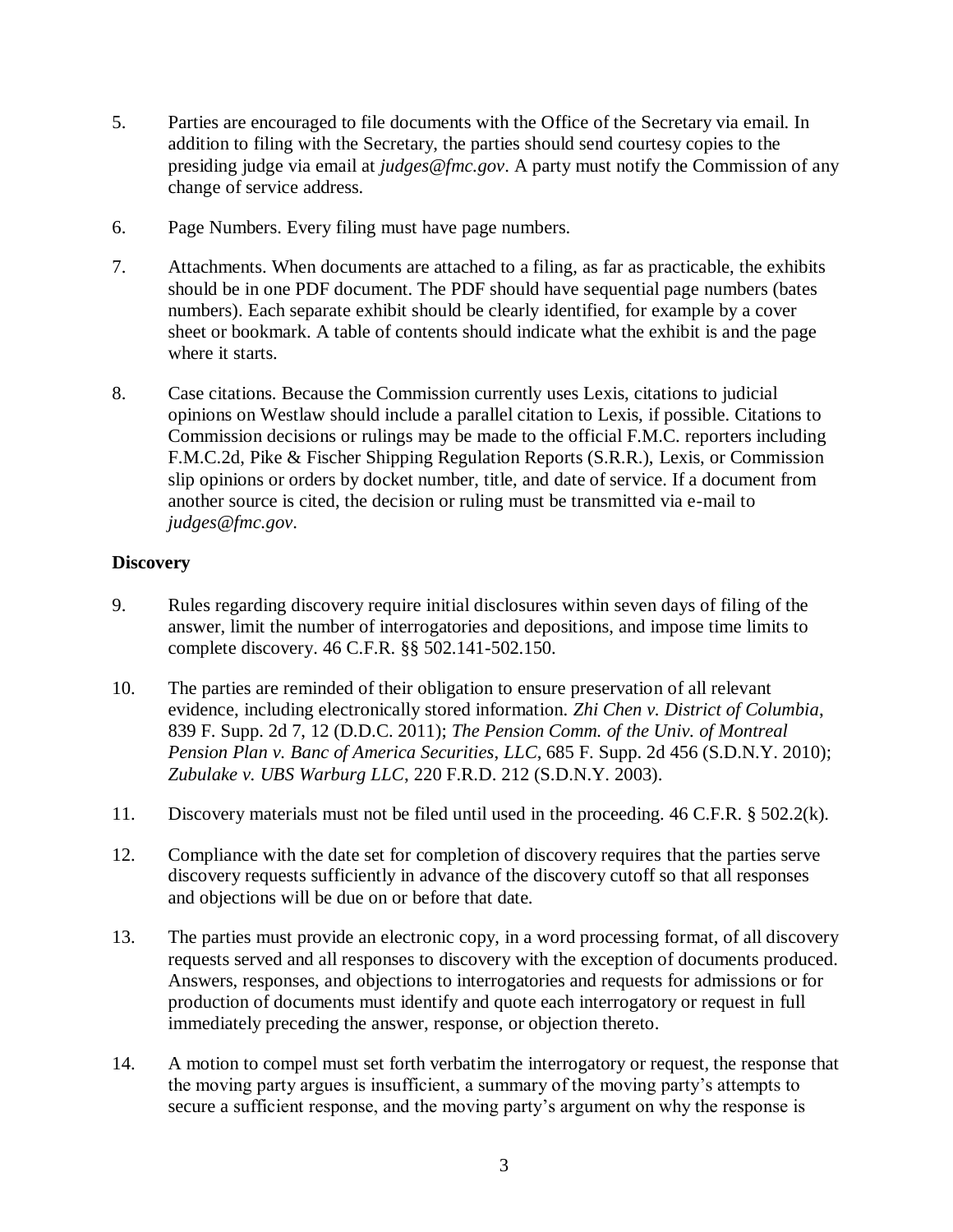5. Parties are encouraged to file documents with the Office of the Secretary via email. In addition to filing with the Secretary, the parties should send courtesy copies to the presiding judge via email at *judges@fmc.gov*. A party must notify the Commission of any change of service address.

6. Page Numbers. Every filing must have page numbers.

7. Attachments. When documents are attached to a filing, as far as practicable, the exhibits should be in one PDF document. The PDF should have sequential page numbers (bates numbers). Each separate exhibit should be clearly identified, for example by a cover sheet or bookmark. A table of contents should indicate what the exhibit is and the page where it starts.

8. Case citations. Because the Commission currently uses Lexis, citations to judicial opinions on Westlaw should include a parallel citation to Lexis, if possible. Citations to Commission decisions or rulings may be made to the official F.M.C. reporters including F.M.C.2d, Pike & Fischer Shipping Regulation Reports (S.R.R.), Lexis, or Commission slip opinions or orders by docket number, title, and date of service. If a document from another source is cited, the decision or ruling must be transmitted via e-mail to *judges@fmc.gov*.

**Discovery**

9. Rules regarding discovery require initial disclosures within seven days of filing of the answer, limit the number of interrogatories and depositions, and impose time limits to complete discovery. 46 C.F.R. §§ 502.141-502.150.

10. The parties are reminded of their obligation to ensure preservation of all relevant evidence, including electronically stored information. *Zhi Chen v. District of Columbia*, 839 F. Supp. 2d 7, 12 (D.D.C. 2011); *The Pension Comm. of the Univ. of Montreal Pension Plan v. Banc of America Securities, LLC*, 685 F. Supp. 2d 456 (S.D.N.Y. 2010); *Zubulake v. UBS Warburg LLC*, 220 F.R.D. 212 (S.D.N.Y. 2003).

11. Discovery materials must not be filed until used in the proceeding. 46 C.F.R. § 502.2(k).

12. Compliance with the date set for completion of discovery requires that the parties serve discovery requests sufficiently in advance of the discovery cutoff so that all responses and objections will be due on or before that date.

13. The parties must provide an electronic copy, in a word processing format, of all discovery requests served and all responses to discovery with the exception of documents produced. Answers, responses, and objections to interrogatories and requests for admissions or for production of documents must identify and quote each interrogatory or request in full immediately preceding the answer, response, or objection thereto.

14. A motion to compel must set forth verbatim the interrogatory or request, the response that the moving party argues is insufficient, a summary of the moving party's attempts to secure a sufficient response, and the moving party's argument on why the response is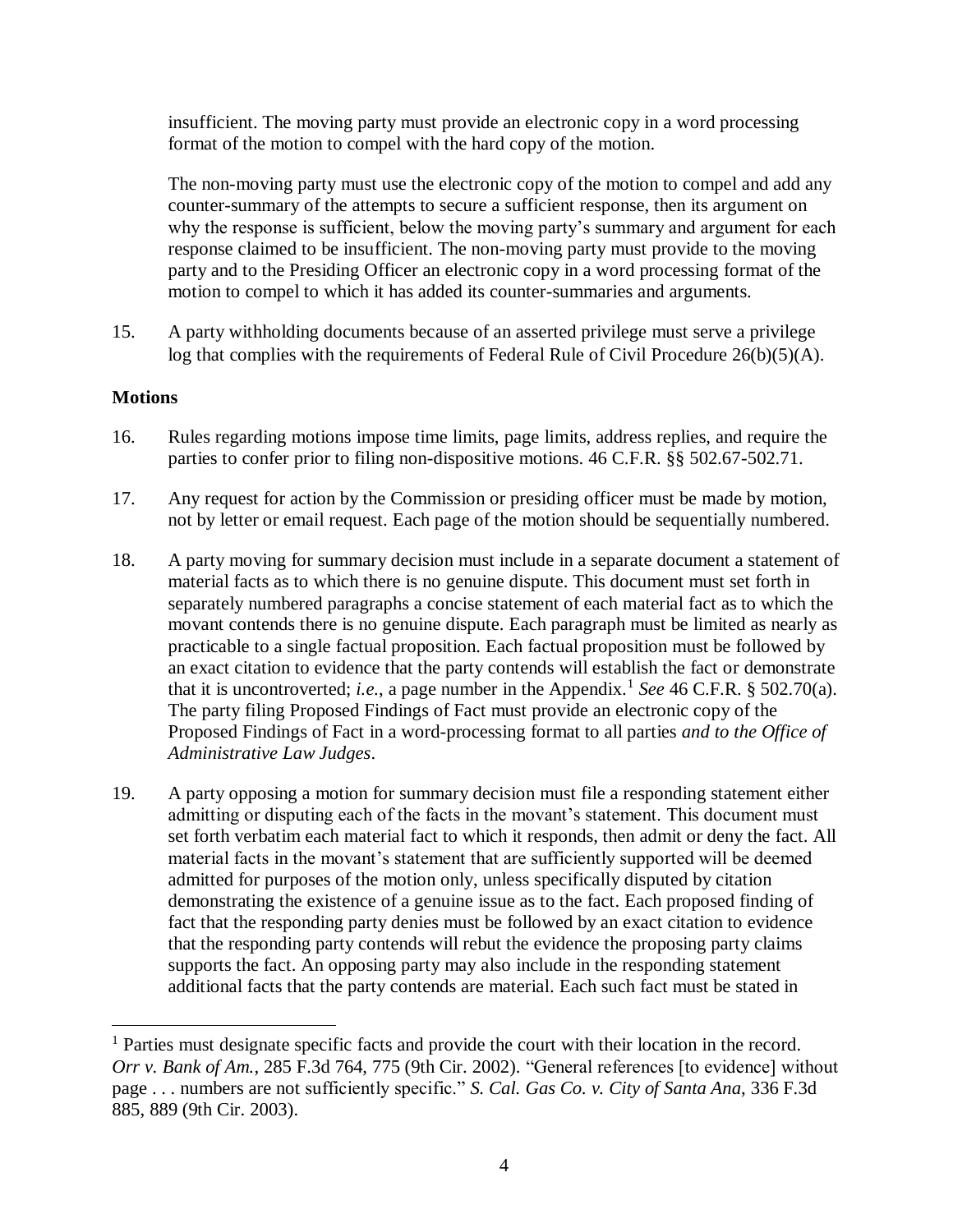insufficient. The moving party must provide an electronic copy in a word processing format of the motion to compel with the hard copy of the motion.

The non-moving party must use the electronic copy of the motion to compel and add any counter-summary of the attempts to secure a sufficient response, then its argument on why the response is sufficient, below the moving party's summary and argument for each response claimed to be insufficient. The non-moving party must provide to the moving party and to the Presiding Officer an electronic copy in a word processing format of the motion to compel to which it has added its counter-summaries and arguments.

15. A party withholding documents because of an asserted privilege must serve a privilege log that complies with the requirements of Federal Rule of Civil Procedure 26(b)(5)(A).

**Motions**

16. Rules regarding motions impose time limits, page limits, address replies, and require the parties to confer prior to filing non-dispositive motions. 46 C.F.R. §§ 502.67-502.71.

17. Any request for action by the Commission or presiding officer must be made by motion, not by letter or email request. Each page of the motion should be sequentially numbered.

18. A party moving for summary decision must include in a separate document a statement of material facts as to which there is no genuine dispute. This document must set forth in separately numbered paragraphs a concise statement of each material fact as to which the movant contends there is no genuine dispute. Each paragraph must be limited as nearly as practicable to a single factual proposition. Each factual proposition must be followed by an exact citation to evidence that the party contends will establish the fact or demonstrate that it is uncontroverted; *i.e.*, a page number in the Appendix.[1] *See* 46 C.F.R. § 502.70(a). The party filing Proposed Findings of Fact must provide an electronic copy of the Proposed Findings of Fact in a word-processing format to all parties *and to the Office of Administrative Law Judges*.

19. A party opposing a motion for summary decision must file a responding statement either admitting or disputing each of the facts in the movant's statement. This document must set forth verbatim each material fact to which it responds, then admit or deny the fact. All material facts in the movant's statement that are sufficiently supported will be deemed admitted for purposes of the motion only, unless specifically disputed by citation demonstrating the existence of a genuine issue as to the fact. Each proposed finding of fact that the responding party denies must be followed by an exact citation to evidence that the responding party contends will rebut the evidence the proposing party claims supports the fact. An opposing party may also include in the responding statement additional facts that the party contends are material. Each such fact must be stated in

---

[1] Parties must designate specific facts and provide the court with their location in the record. *Orr v. Bank of Am.*, 285 F.3d 764, 775 (9th Cir. 2002). "General references [to evidence] without page . . . numbers are not sufficiently specific." *S. Cal. Gas Co. v. City of Santa Ana*, 336 F.3d 885, 889 (9th Cir. 2003).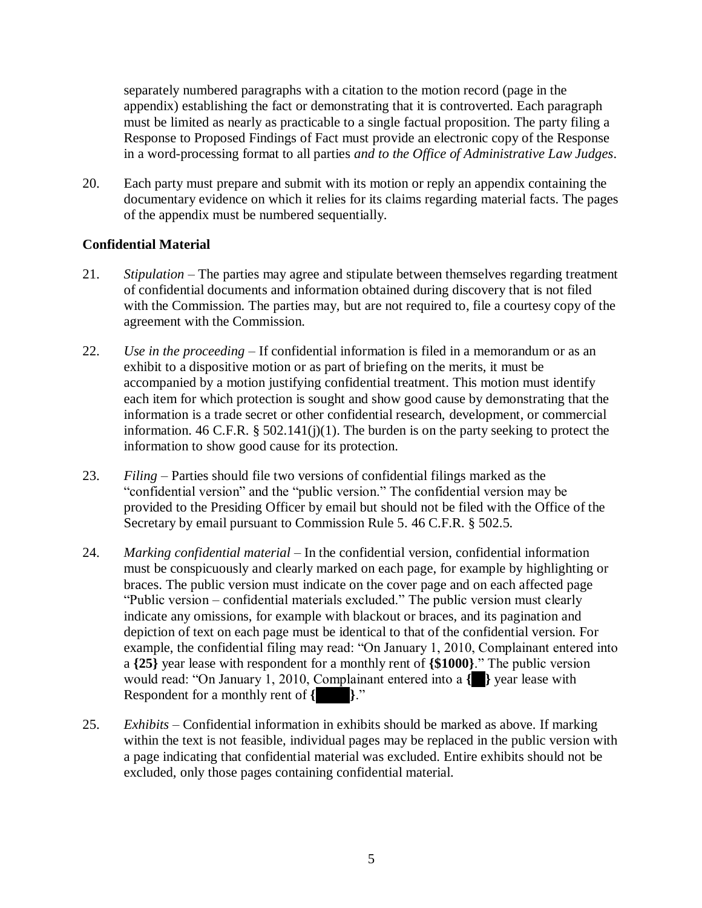separately numbered paragraphs with a citation to the motion record (page in the appendix) establishing the fact or demonstrating that it is controverted. Each paragraph must be limited as nearly as practicable to a single factual proposition. The party filing a Response to Proposed Findings of Fact must provide an electronic copy of the Response in a word-processing format to all parties *and to the Office of Administrative Law Judges*.

20. Each party must prepare and submit with its motion or reply an appendix containing the documentary evidence on which it relies for its claims regarding material facts. The pages of the appendix must be numbered sequentially.

**Confidential Material**

21. *Stipulation* – The parties may agree and stipulate between themselves regarding treatment of confidential documents and information obtained during discovery that is not filed with the Commission. The parties may, but are not required to, file a courtesy copy of the agreement with the Commission.

22. *Use in the proceeding* – If confidential information is filed in a memorandum or as an exhibit to a dispositive motion or as part of briefing on the merits, it must be accompanied by a motion justifying confidential treatment. This motion must identify each item for which protection is sought and show good cause by demonstrating that the information is a trade secret or other confidential research, development, or commercial information. 46 C.F.R. § 502.141(j)(1). The burden is on the party seeking to protect the information to show good cause for its protection.

23. *Filing* – Parties should file two versions of confidential filings marked as the "confidential version" and the "public version." The confidential version may be provided to the Presiding Officer by email but should not be filed with the Office of the Secretary by email pursuant to Commission Rule 5. 46 C.F.R. § 502.5.

24. *Marking confidential material* – In the confidential version, confidential information must be conspicuously and clearly marked on each page, for example by highlighting or braces. The public version must indicate on the cover page and on each affected page "Public version – confidential materials excluded." The public version must clearly indicate any omissions, for example with blackout or braces, and its pagination and depiction of text on each page must be identical to that of the confidential version. For example, the confidential filing may read: "On January 1, 2010, Complainant entered into a **{25}** year lease with respondent for a monthly rent of **{$1000}**." The public version would read: "On January 1, 2010, Complainant entered into a **{██}** year lease with Respondent for a monthly rent of **{█████}**."

25. *Exhibits* – Confidential information in exhibits should be marked as above. If marking within the text is not feasible, individual pages may be replaced in the public version with a page indicating that confidential material was excluded. Entire exhibits should not be excluded, only those pages containing confidential material.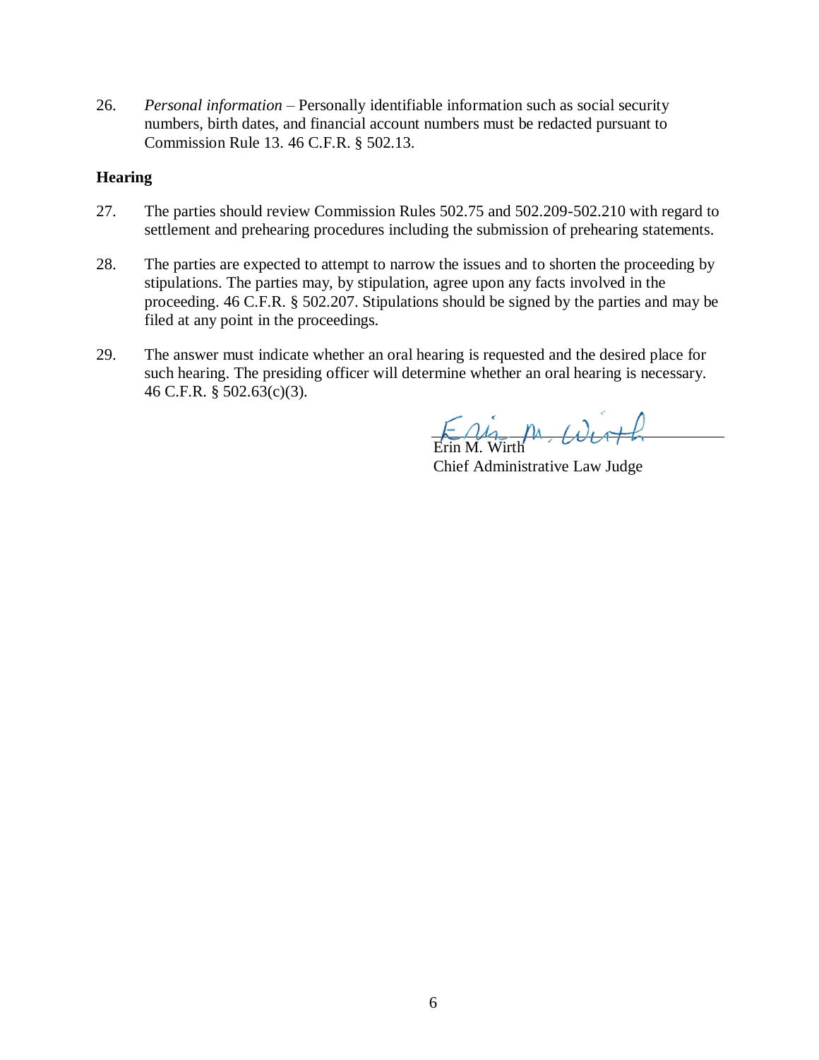26. *Personal information* – Personally identifiable information such as social security numbers, birth dates, and financial account numbers must be redacted pursuant to Commission Rule 13. 46 C.F.R. § 502.13.

**Hearing**

27. The parties should review Commission Rules 502.75 and 502.209-502.210 with regard to settlement and prehearing procedures including the submission of prehearing statements.

28. The parties are expected to attempt to narrow the issues and to shorten the proceeding by stipulations. The parties may, by stipulation, agree upon any facts involved in the proceeding. 46 C.F.R. § 502.207. Stipulations should be signed by the parties and may be filed at any point in the proceedings.

29. The answer must indicate whether an oral hearing is requested and the desired place for such hearing. The presiding officer will determine whether an oral hearing is necessary. 46 C.F.R. § 502.63(c)(3).

Erin M. Wirth
Chief Administrative Law Judge